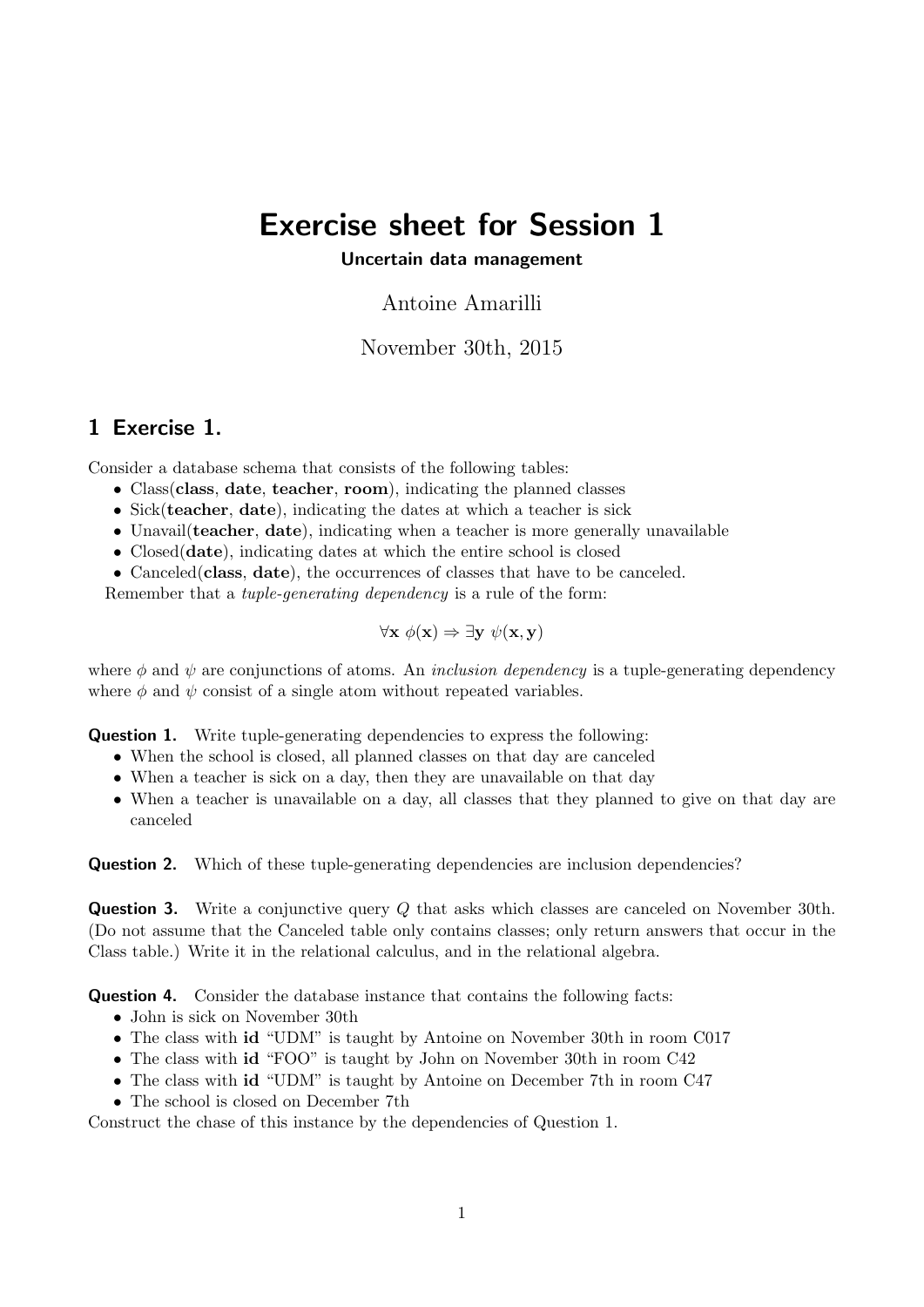# Exercise sheet for Session 1

**Uncertain data management**

Antoine Amarilli

November 30th, 2015

## 1 Exercise 1.

Consider a database schema that consists of the following tables:

- Class(**class**, **date**, **teacher**, **room**), indicating the planned classes
- Sick(**teacher**, **date**), indicating the dates at which a teacher is sick
- Unavail(**teacher**, **date**), indicating when a teacher is more generally unavailable
- Closed(**date**), indicating dates at which the entire school is closed
- Canceled(**class**, **date**), the occurrences of classes that have to be canceled.

Remember that a *tuple-generating dependency* is a rule of the form:

$$\forall \mathbf{x}\ \phi(\mathbf{x}) \Rightarrow \exists \mathbf{y}\ \psi(\mathbf{x}, \mathbf{y})$$

where $\phi$ and $\psi$ are conjunctions of atoms. An *inclusion dependency* is a tuple-generating dependency where $\phi$ and $\psi$ consist of a single atom without repeated variables.

**Question 1.** Write tuple-generating dependencies to express the following:

- When the school is closed, all planned classes on that day are canceled
- When a teacher is sick on a day, then they are unavailable on that day
- When a teacher is unavailable on a day, all classes that they planned to give on that day are canceled

**Question 2.** Which of these tuple-generating dependencies are inclusion dependencies?

**Question 3.** Write a conjunctive query $Q$ that asks which classes are canceled on November 30th. (Do not assume that the Canceled table only contains classes; only return answers that occur in the Class table.) Write it in the relational calculus, and in the relational algebra.

**Question 4.** Consider the database instance that contains the following facts:

- John is sick on November 30th
- The class with **id** "UDM" is taught by Antoine on November 30th in room C017
- The class with **id** "FOO" is taught by John on November 30th in room C42
- The class with **id** "UDM" is taught by Antoine on December 7th in room C47
- The school is closed on December 7th

Construct the chase of this instance by the dependencies of Question 1.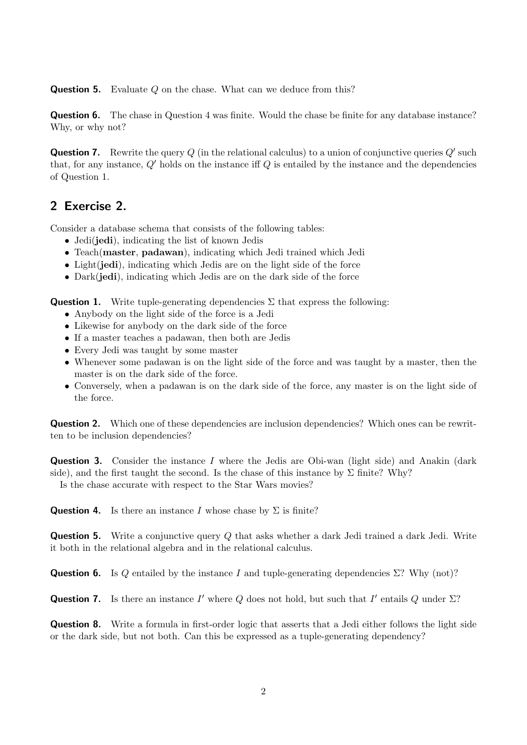**Question 5.** Evaluate $Q$ on the chase. What can we deduce from this?

**Question 6.** The chase in Question 4 was finite. Would the chase be finite for any database instance? Why, or why not?

**Question 7.** Rewrite the query $Q$ (in the relational calculus) to a union of conjunctive queries $Q'$ such that, for any instance, $Q'$ holds on the instance iff $Q$ is entailed by the instance and the dependencies of Question 1.

## 2 Exercise 2.

Consider a database schema that consists of the following tables:

- Jedi(**jedi**), indicating the list of known Jedis
- Teach(**master**, **padawan**), indicating which Jedi trained which Jedi
- Light(**jedi**), indicating which Jedis are on the light side of the force
- Dark(**jedi**), indicating which Jedis are on the dark side of the force

**Question 1.** Write tuple-generating dependencies $\Sigma$ that express the following:

- Anybody on the light side of the force is a Jedi
- Likewise for anybody on the dark side of the force
- If a master teaches a padawan, then both are Jedis
- Every Jedi was taught by some master
- Whenever some padawan is on the light side of the force and was taught by a master, then the master is on the dark side of the force.
- Conversely, when a padawan is on the dark side of the force, any master is on the light side of the force.

**Question 2.** Which one of these dependencies are inclusion dependencies? Which ones can be rewritten to be inclusion dependencies?

**Question 3.** Consider the instance $I$ where the Jedis are Obi-wan (light side) and Anakin (dark side), and the first taught the second. Is the chase of this instance by $\Sigma$ finite? Why?

Is the chase accurate with respect to the Star Wars movies?

**Question 4.** Is there an instance $I$ whose chase by $\Sigma$ is finite?

**Question 5.** Write a conjunctive query $Q$ that asks whether a dark Jedi trained a dark Jedi. Write it both in the relational algebra and in the relational calculus.

**Question 6.** Is $Q$ entailed by the instance $I$ and tuple-generating dependencies $\Sigma$? Why (not)?

**Question 7.** Is there an instance $I'$ where $Q$ does not hold, but such that $I'$ entails $Q$ under $\Sigma$?

**Question 8.** Write a formula in first-order logic that asserts that a Jedi either follows the light side or the dark side, but not both. Can this be expressed as a tuple-generating dependency?